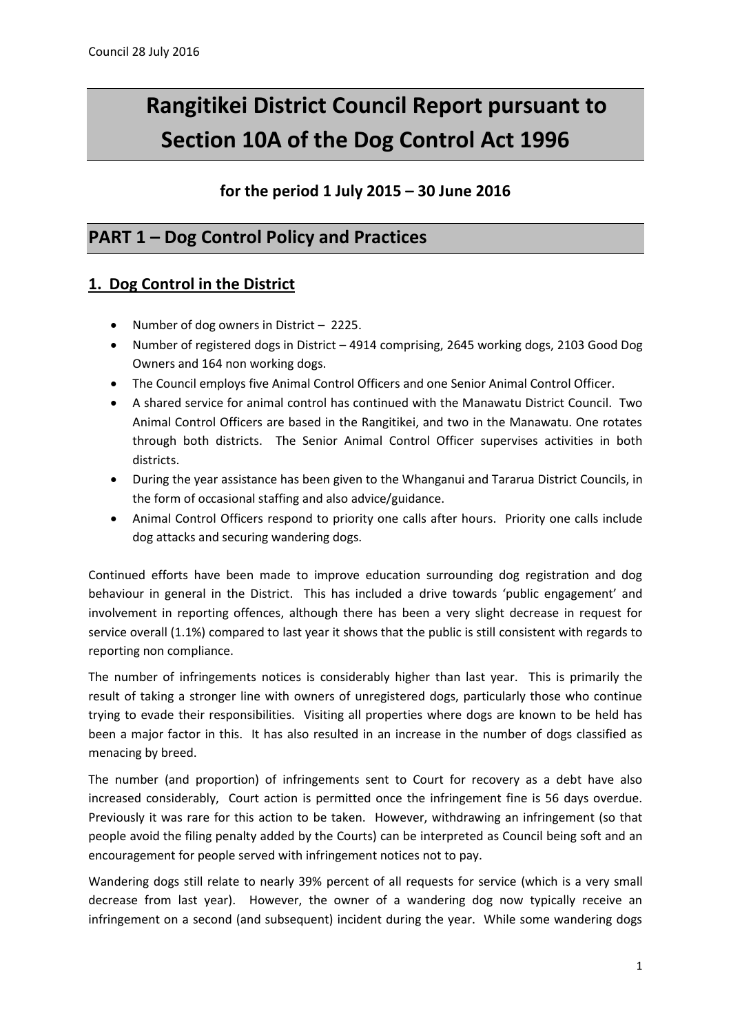# Rangitikei District Council Report pursuant to Section 10A of the Dog Control Act 1996

### for the period 1 July 2015 – 30 June 2016

## PART 1 – Dog Control Policy and Practices

### 1. Dog Control in the District

- Number of dog owners in District – 2225.
- Number of registered dogs in District – 4914 comprising, 2645 working dogs, 2103 Good Dog Owners and 164 non working dogs.
- The Council employs five Animal Control Officers and one Senior Animal Control Officer.
- A shared service for animal control has continued with the Manawatu District Council. Two Animal Control Officers are based in the Rangitikei, and two in the Manawatu. One rotates through both districts. The Senior Animal Control Officer supervises activities in both districts.
- During the year assistance has been given to the Whanganui and Tararua District Councils, in the form of occasional staffing and also advice/guidance.
- Animal Control Officers respond to priority one calls after hours. Priority one calls include dog attacks and securing wandering dogs.

Continued efforts have been made to improve education surrounding dog registration and dog behaviour in general in the District. This has included a drive towards 'public engagement' and involvement in reporting offences, although there has been a very slight decrease in request for service overall (1.1%) compared to last year it shows that the public is still consistent with regards to reporting non compliance.

The number of infringements notices is considerably higher than last year. This is primarily the result of taking a stronger line with owners of unregistered dogs, particularly those who continue trying to evade their responsibilities. Visiting all properties where dogs are known to be held has been a major factor in this. It has also resulted in an increase in the number of dogs classified as menacing by breed.

The number (and proportion) of infringements sent to Court for recovery as a debt have also increased considerably, Court action is permitted once the infringement fine is 56 days overdue. Previously it was rare for this action to be taken. However, withdrawing an infringement (so that people avoid the filing penalty added by the Courts) can be interpreted as Council being soft and an encouragement for people served with infringement notices not to pay.

Wandering dogs still relate to nearly 39% percent of all requests for service (which is a very small decrease from last year). However, the owner of a wandering dog now typically receive an infringement on a second (and subsequent) incident during the year. While some wandering dogs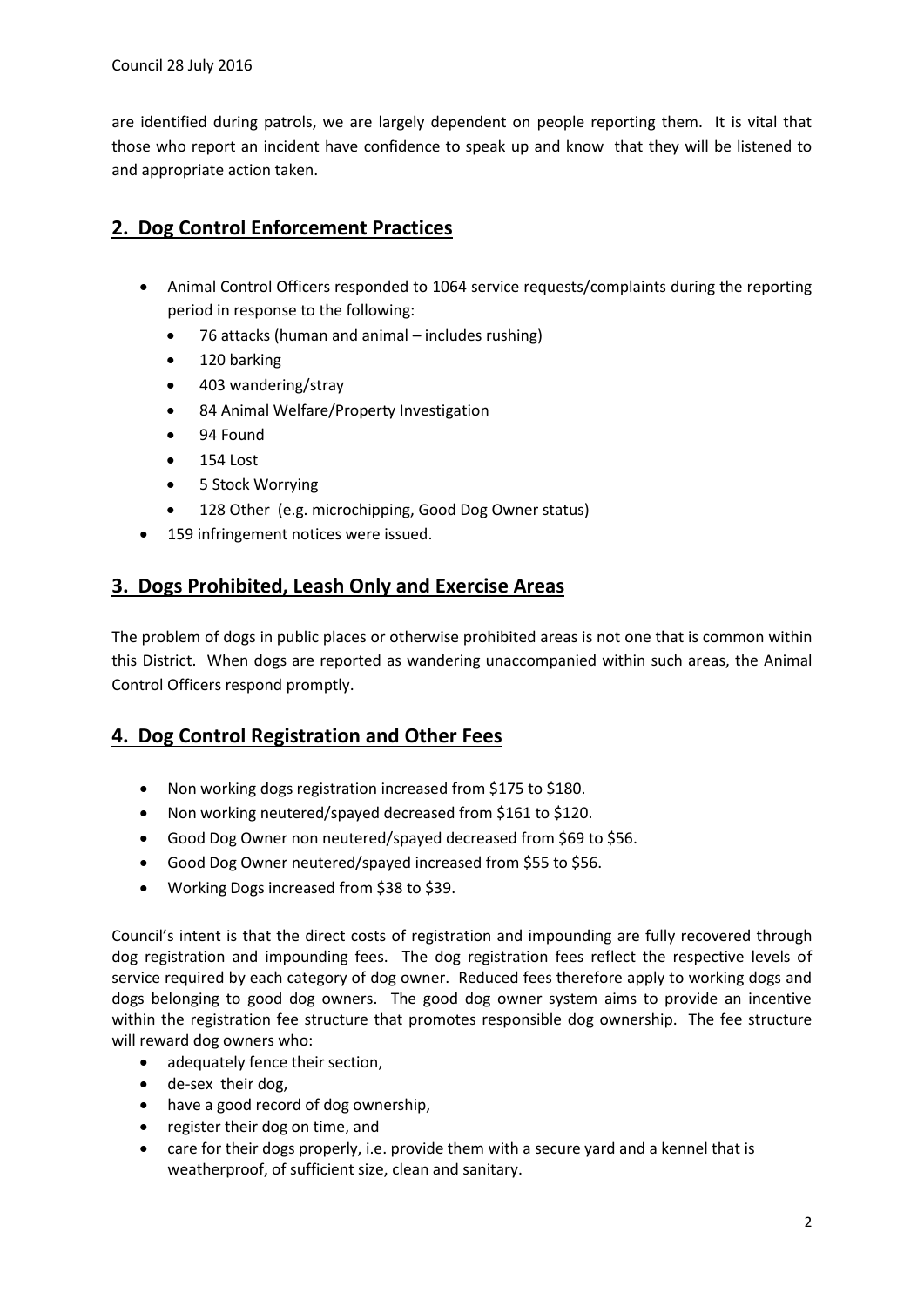are identified during patrols, we are largely dependent on people reporting them. It is vital that those who report an incident have confidence to speak up and know that they will be listened to and appropriate action taken.

## 2. Dog Control Enforcement Practices

- Animal Control Officers responded to 1064 service requests/complaints during the reporting period in response to the following:
  - 76 attacks (human and animal – includes rushing)
  - 120 barking
  - 403 wandering/stray
  - 84 Animal Welfare/Property Investigation
  - 94 Found
  - 154 Lost
  - 5 Stock Worrying
  - 128 Other (e.g. microchipping, Good Dog Owner status)
- 159 infringement notices were issued.

## 3. Dogs Prohibited, Leash Only and Exercise Areas

The problem of dogs in public places or otherwise prohibited areas is not one that is common within this District. When dogs are reported as wandering unaccompanied within such areas, the Animal Control Officers respond promptly.

## 4. Dog Control Registration and Other Fees

- Non working dogs registration increased from $175 to $180.
- Non working neutered/spayed decreased from $161 to $120.
- Good Dog Owner non neutered/spayed decreased from $69 to $56.
- Good Dog Owner neutered/spayed increased from $55 to $56.
- Working Dogs increased from $38 to $39.

Council's intent is that the direct costs of registration and impounding are fully recovered through dog registration and impounding fees. The dog registration fees reflect the respective levels of service required by each category of dog owner. Reduced fees therefore apply to working dogs and dogs belonging to good dog owners. The good dog owner system aims to provide an incentive within the registration fee structure that promotes responsible dog ownership. The fee structure will reward dog owners who:

- adequately fence their section,
- de-sex their dog,
- have a good record of dog ownership,
- register their dog on time, and
- care for their dogs properly, i.e. provide them with a secure yard and a kennel that is weatherproof, of sufficient size, clean and sanitary.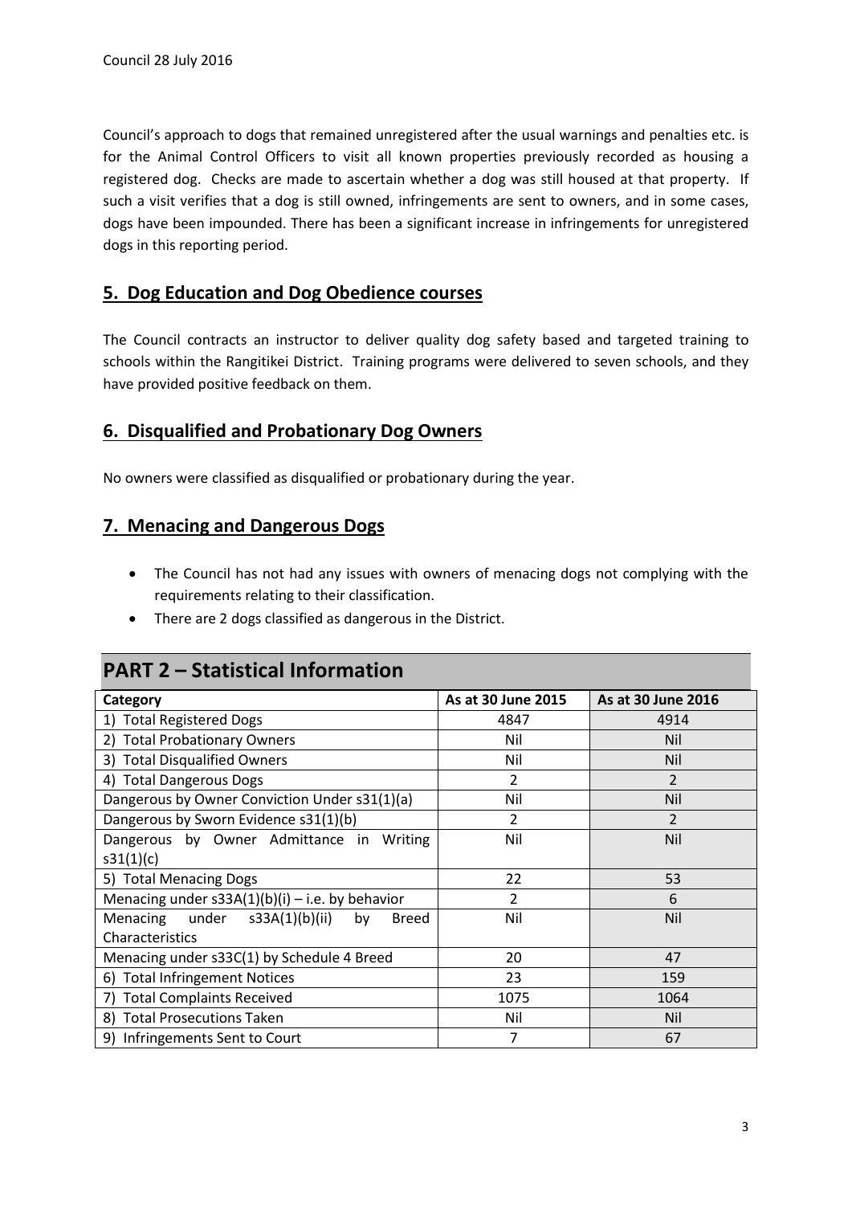Council's approach to dogs that remained unregistered after the usual warnings and penalties etc. is for the Animal Control Officers to visit all known properties previously recorded as housing a registered dog. Checks are made to ascertain whether a dog was still housed at that property. If such a visit verifies that a dog is still owned, infringements are sent to owners, and in some cases, dogs have been impounded. There has been a significant increase in infringements for unregistered dogs in this reporting period.

## 5. Dog Education and Dog Obedience courses

The Council contracts an instructor to deliver quality dog safety based and targeted training to schools within the Rangitikei District. Training programs were delivered to seven schools, and they have provided positive feedback on them.

## 6. Disqualified and Probationary Dog Owners

No owners were classified as disqualified or probationary during the year.

## 7. Menacing and Dangerous Dogs

- The Council has not had any issues with owners of menacing dogs not complying with the requirements relating to their classification.
- There are 2 dogs classified as dangerous in the District.

# PART 2 – Statistical Information

| Category | As at 30 June 2015 | As at 30 June 2016 |
|---|---|---|
| 1) Total Registered Dogs | 4847 | 4914 |
| 2) Total Probationary Owners | Nil | Nil |
| 3) Total Disqualified Owners | Nil | Nil |
| 4) Total Dangerous Dogs | 2 | 2 |
| Dangerous by Owner Conviction Under s31(1)(a) | Nil | Nil |
| Dangerous by Sworn Evidence s31(1)(b) | 2 | 2 |
| Dangerous by Owner Admittance in Writing s31(1)(c) | Nil | Nil |
| 5) Total Menacing Dogs | 22 | 53 |
| Menacing under s33A(1)(b)(i) – i.e. by behavior | 2 | 6 |
| Menacing under s33A(1)(b)(ii) by Breed Characteristics | Nil | Nil |
| Menacing under s33C(1) by Schedule 4 Breed | 20 | 47 |
| 6) Total Infringement Notices | 23 | 159 |
| 7) Total Complaints Received | 1075 | 1064 |
| 8) Total Prosecutions Taken | Nil | Nil |
| 9) Infringements Sent to Court | 7 | 67 |